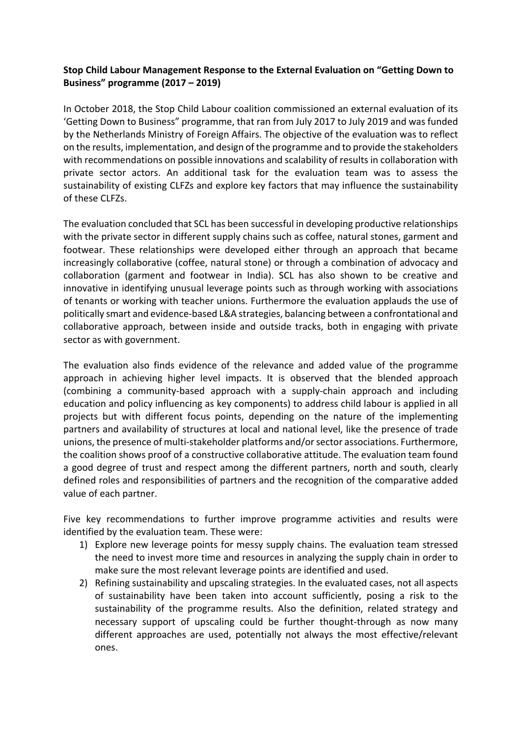**Stop Child Labour Management Response to the External Evaluation on "Getting Down to Business" programme (2017 – 2019)**

In October 2018, the Stop Child Labour coalition commissioned an external evaluation of its 'Getting Down to Business" programme, that ran from July 2017 to July 2019 and was funded by the Netherlands Ministry of Foreign Affairs. The objective of the evaluation was to reflect on the results, implementation, and design of the programme and to provide the stakeholders with recommendations on possible innovations and scalability of results in collaboration with private sector actors. An additional task for the evaluation team was to assess the sustainability of existing CLFZs and explore key factors that may influence the sustainability of these CLFZs.

The evaluation concluded that SCL has been successful in developing productive relationships with the private sector in different supply chains such as coffee, natural stones, garment and footwear. These relationships were developed either through an approach that became increasingly collaborative (coffee, natural stone) or through a combination of advocacy and collaboration (garment and footwear in India). SCL has also shown to be creative and innovative in identifying unusual leverage points such as through working with associations of tenants or working with teacher unions. Furthermore the evaluation applauds the use of politically smart and evidence-based L&A strategies, balancing between a confrontational and collaborative approach, between inside and outside tracks, both in engaging with private sector as with government.

The evaluation also finds evidence of the relevance and added value of the programme approach in achieving higher level impacts. It is observed that the blended approach (combining a community-based approach with a supply-chain approach and including education and policy influencing as key components) to address child labour is applied in all projects but with different focus points, depending on the nature of the implementing partners and availability of structures at local and national level, like the presence of trade unions, the presence of multi-stakeholder platforms and/or sector associations. Furthermore, the coalition shows proof of a constructive collaborative attitude. The evaluation team found a good degree of trust and respect among the different partners, north and south, clearly defined roles and responsibilities of partners and the recognition of the comparative added value of each partner.

Five key recommendations to further improve programme activities and results were identified by the evaluation team. These were:

1) Explore new leverage points for messy supply chains. The evaluation team stressed the need to invest more time and resources in analyzing the supply chain in order to make sure the most relevant leverage points are identified and used.
2) Refining sustainability and upscaling strategies. In the evaluated cases, not all aspects of sustainability have been taken into account sufficiently, posing a risk to the sustainability of the programme results. Also the definition, related strategy and necessary support of upscaling could be further thought-through as now many different approaches are used, potentially not always the most effective/relevant ones.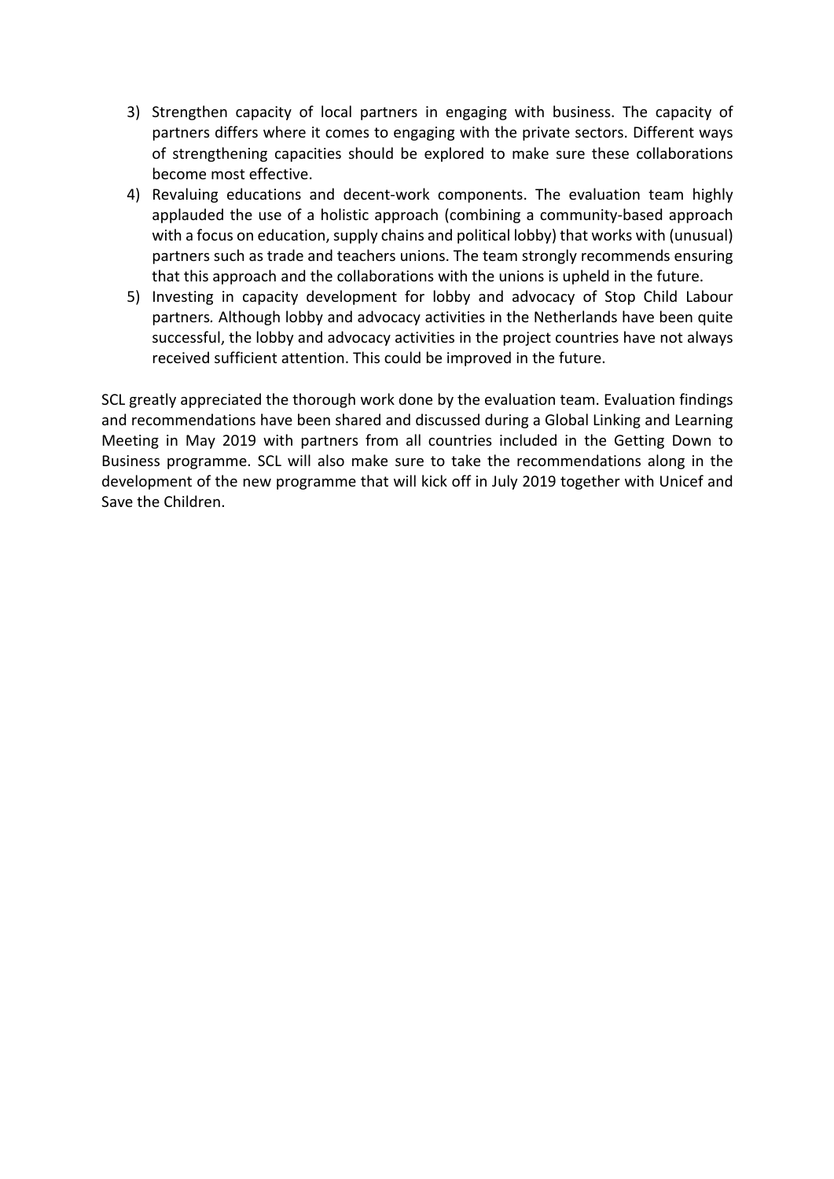3) Strengthen capacity of local partners in engaging with business. The capacity of partners differs where it comes to engaging with the private sectors. Different ways of strengthening capacities should be explored to make sure these collaborations become most effective.
4) Revaluing educations and decent-work components. The evaluation team highly applauded the use of a holistic approach (combining a community-based approach with a focus on education, supply chains and political lobby) that works with (unusual) partners such as trade and teachers unions. The team strongly recommends ensuring that this approach and the collaborations with the unions is upheld in the future.
5) Investing in capacity development for lobby and advocacy of Stop Child Labour partners. Although lobby and advocacy activities in the Netherlands have been quite successful, the lobby and advocacy activities in the project countries have not always received sufficient attention. This could be improved in the future.

SCL greatly appreciated the thorough work done by the evaluation team. Evaluation findings and recommendations have been shared and discussed during a Global Linking and Learning Meeting in May 2019 with partners from all countries included in the Getting Down to Business programme. SCL will also make sure to take the recommendations along in the development of the new programme that will kick off in July 2019 together with Unicef and Save the Children.